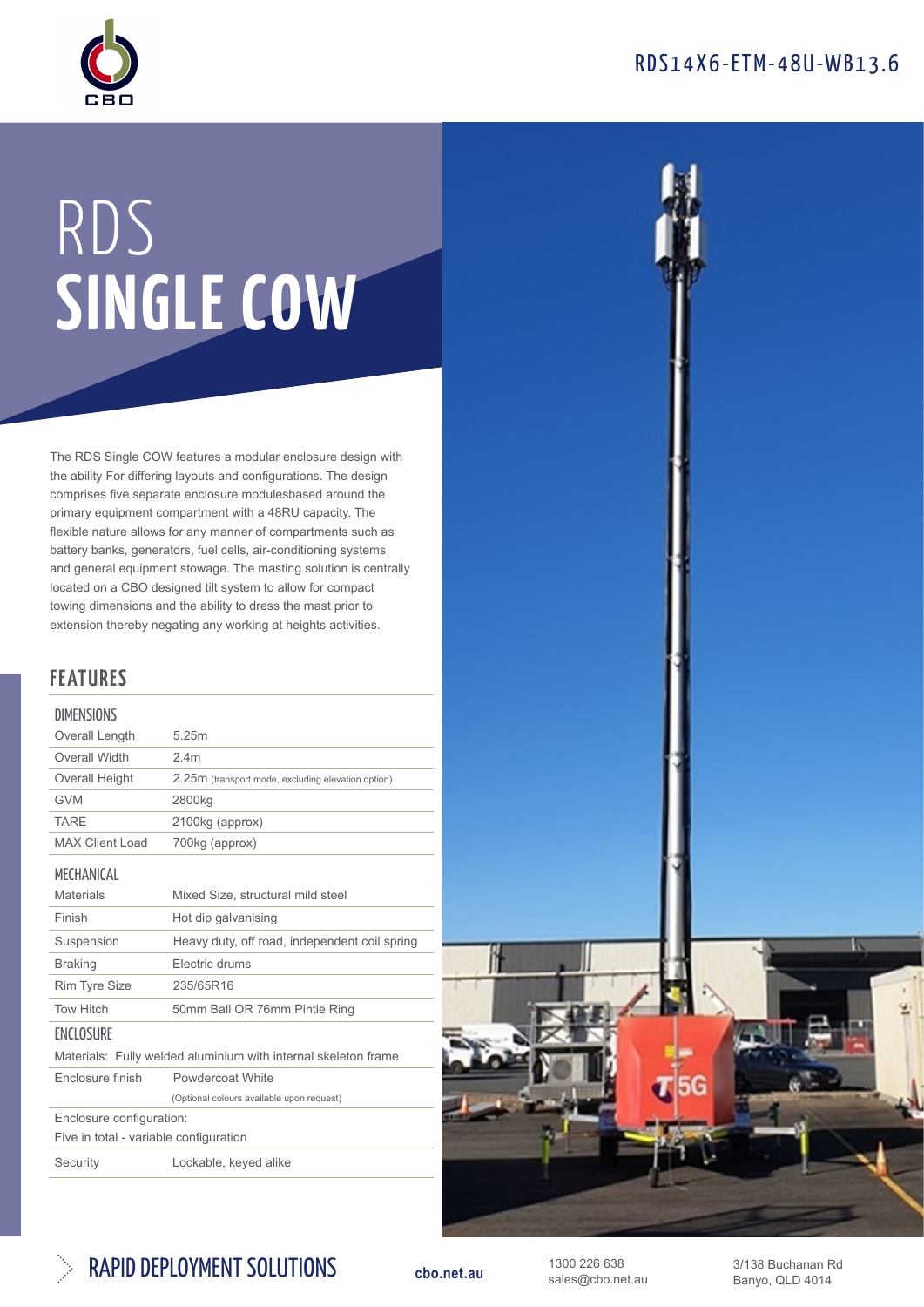RDS14X6-ETM-48U-WB13.6

# RDS SINGLE COW

The RDS Single COW features a modular enclosure design with the ability For differing layouts and configurations. The design comprises five separate enclosure modulesbased around the primary equipment compartment with a 48RU capacity. The flexible nature allows for any manner of compartments such as battery banks, generators, fuel cells, air-conditioning systems and general equipment stowage. The masting solution is centrally located on a CBO designed tilt system to allow for compact towing dimensions and the ability to dress the mast prior to extension thereby negating any working at heights activities.

## FEATURES

### DIMENSIONS

| | |
|---|---|
| Overall Length | 5.25m |
| Overall Width | 2.4m |
| Overall Height | 2.25m (transport mode, excluding elevation option) |
| GVM | 2800kg |
| TARE | 2100kg (approx) |
| MAX Client Load | 700kg (approx) |

### MECHANICAL

| | |
|---|---|
| Materials | Mixed Size, structural mild steel |
| Finish | Hot dip galvanising |
| Suspension | Heavy duty, off road, independent coil spring |
| Braking | Electric drums |
| Rim Tyre Size | 235/65R16 |
| Tow Hitch | 50mm Ball OR 76mm Pintle Ring |

### ENCLOSURE

Materials: Fully welded aluminium with internal skeleton frame

| | |
|---|---|
| Enclosure finish | Powdercoat White (Optional colours available upon request) |

Enclosure configuration:
Five in total - variable configuration

| | |
|---|---|
| Security | Lockable, keyed alike |

RAPID DEPLOYMENT SOLUTIONS

cbo.net.au

1300 226 638
sales@cbo.net.au

3/138 Buchanan Rd
Banyo, QLD 4014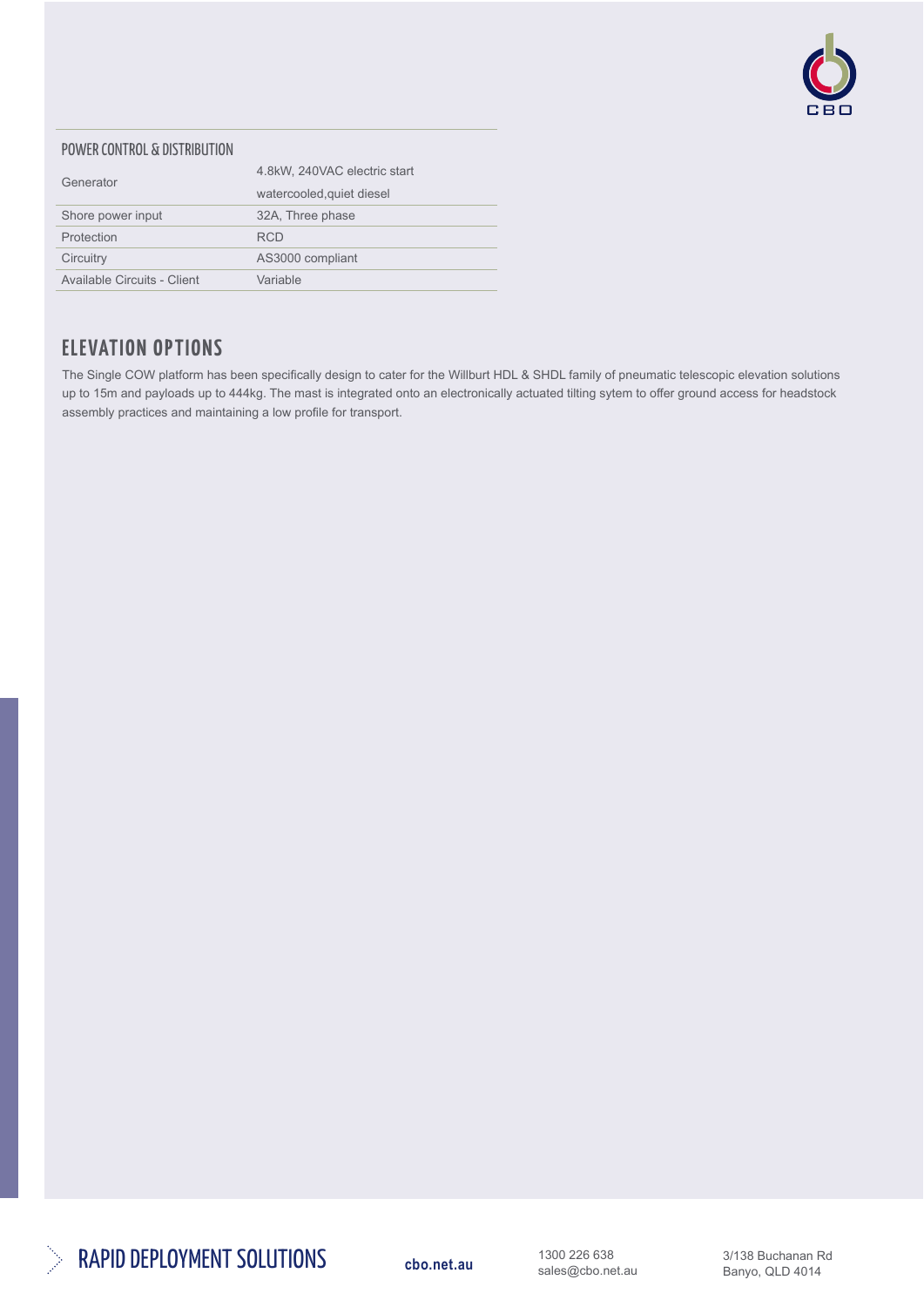## POWER CONTROL & DISTRIBUTION

| | |
|---|---|
| Generator | 4.8kW, 240VAC electric start watercooled,quiet diesel |
| Shore power input | 32A, Three phase |
| Protection | RCD |
| Circuitry | AS3000 compliant |
| Available Circuits - Client | Variable |

## ELEVATION OPTIONS

The Single COW platform has been specifically design to cater for the Willburt HDL & SHDL family of pneumatic telescopic elevation solutions up to 15m and payloads up to 444kg. The mast is integrated onto an electronically actuated tilting sytem to offer ground access for headstock assembly practices and maintaining a low profile for transport.